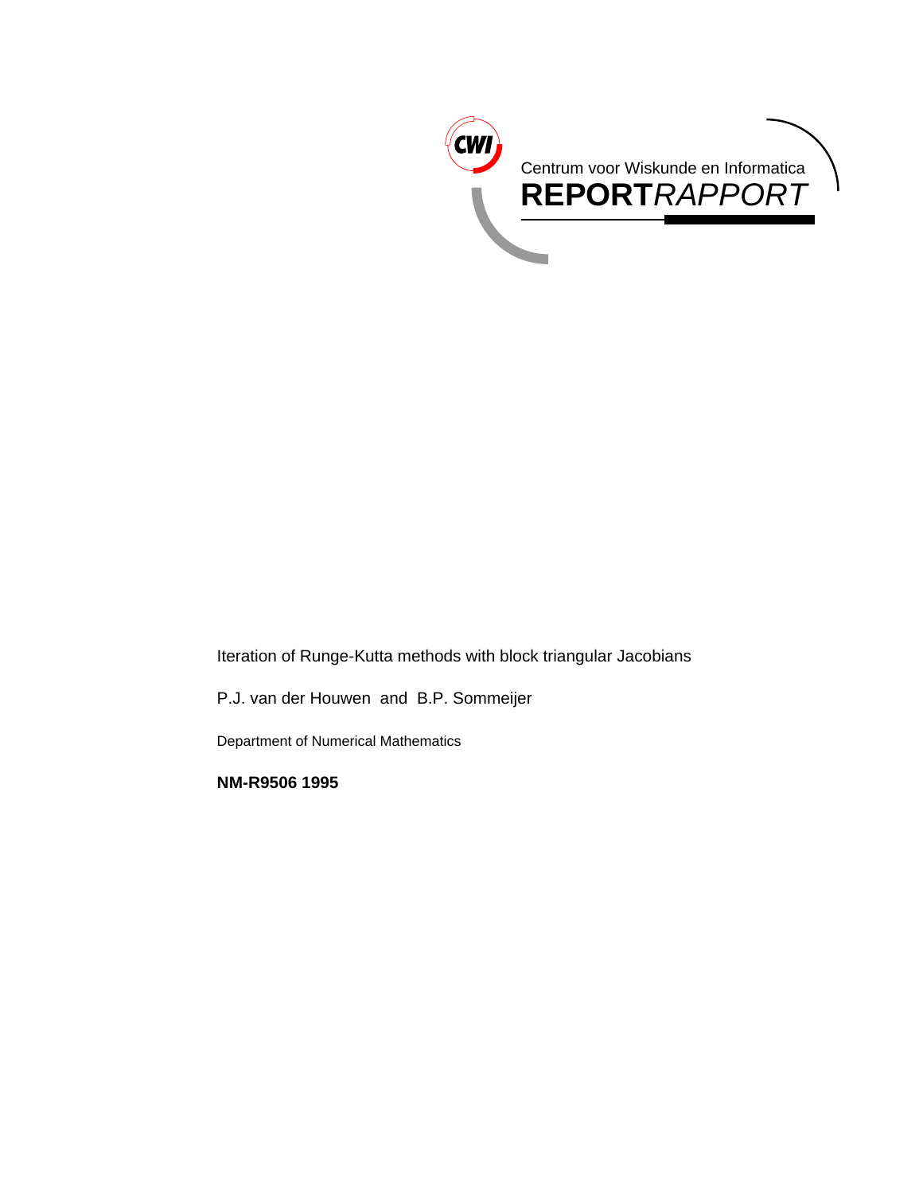Centrum voor Wiskunde en Informatica

**REPORT***RAPPORT*

Iteration of Runge-Kutta methods with block triangular Jacobians

P.J. van der Houwen and B.P. Sommeijer

Department of Numerical Mathematics

**NM-R9506 1995**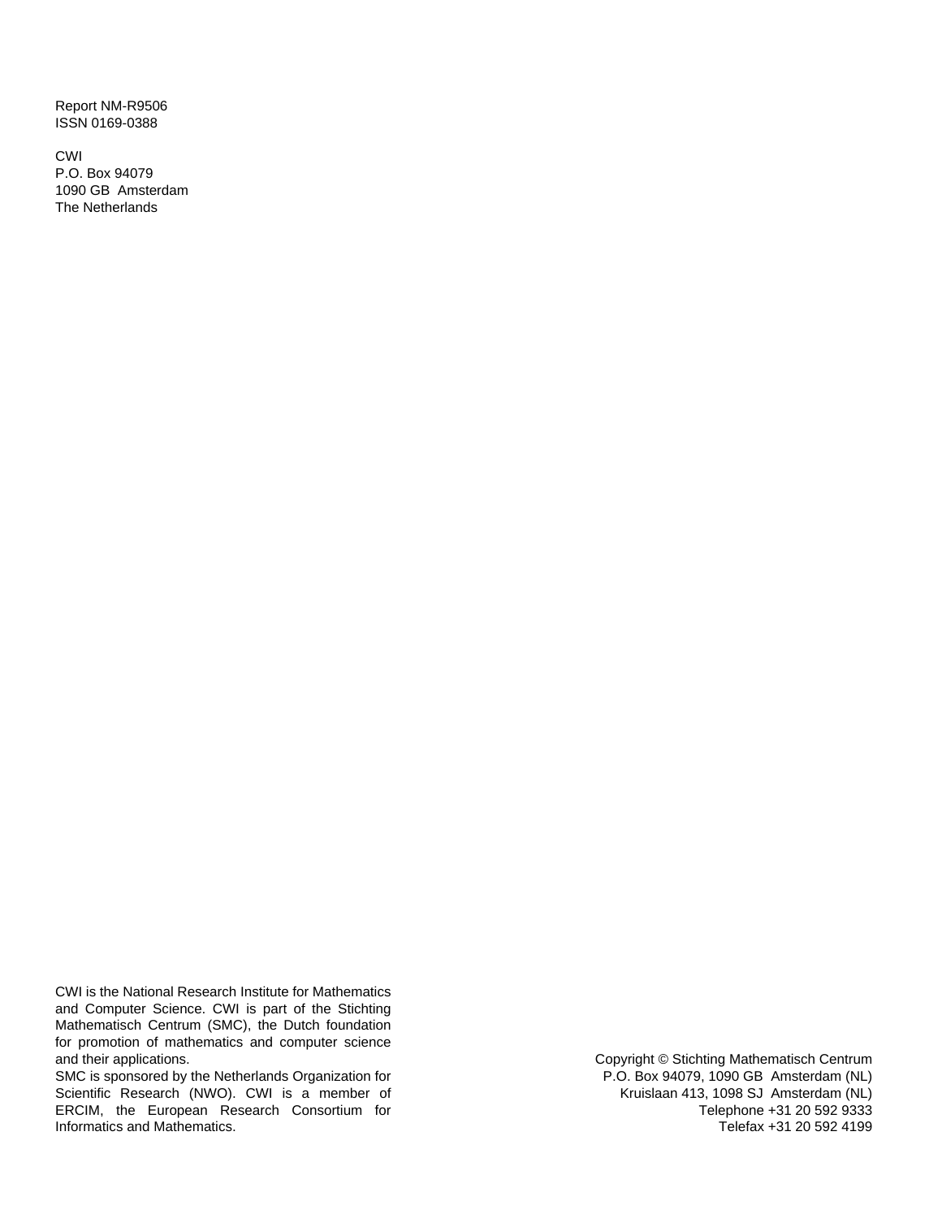Report NM-R9506
ISSN 0169-0388

CWI
P.O. Box 94079
1090 GB Amsterdam
The Netherlands

CWI is the National Research Institute for Mathematics and Computer Science. CWI is part of the Stichting Mathematisch Centrum (SMC), the Dutch foundation for promotion of mathematics and computer science and their applications.
SMC is sponsored by the Netherlands Organization for Scientific Research (NWO). CWI is a member of ERCIM, the European Research Consortium for Informatics and Mathematics.

Copyright © Stichting Mathematisch Centrum
P.O. Box 94079, 1090 GB Amsterdam (NL)
Kruislaan 413, 1098 SJ Amsterdam (NL)
Telephone +31 20 592 9333
Telefax +31 20 592 4199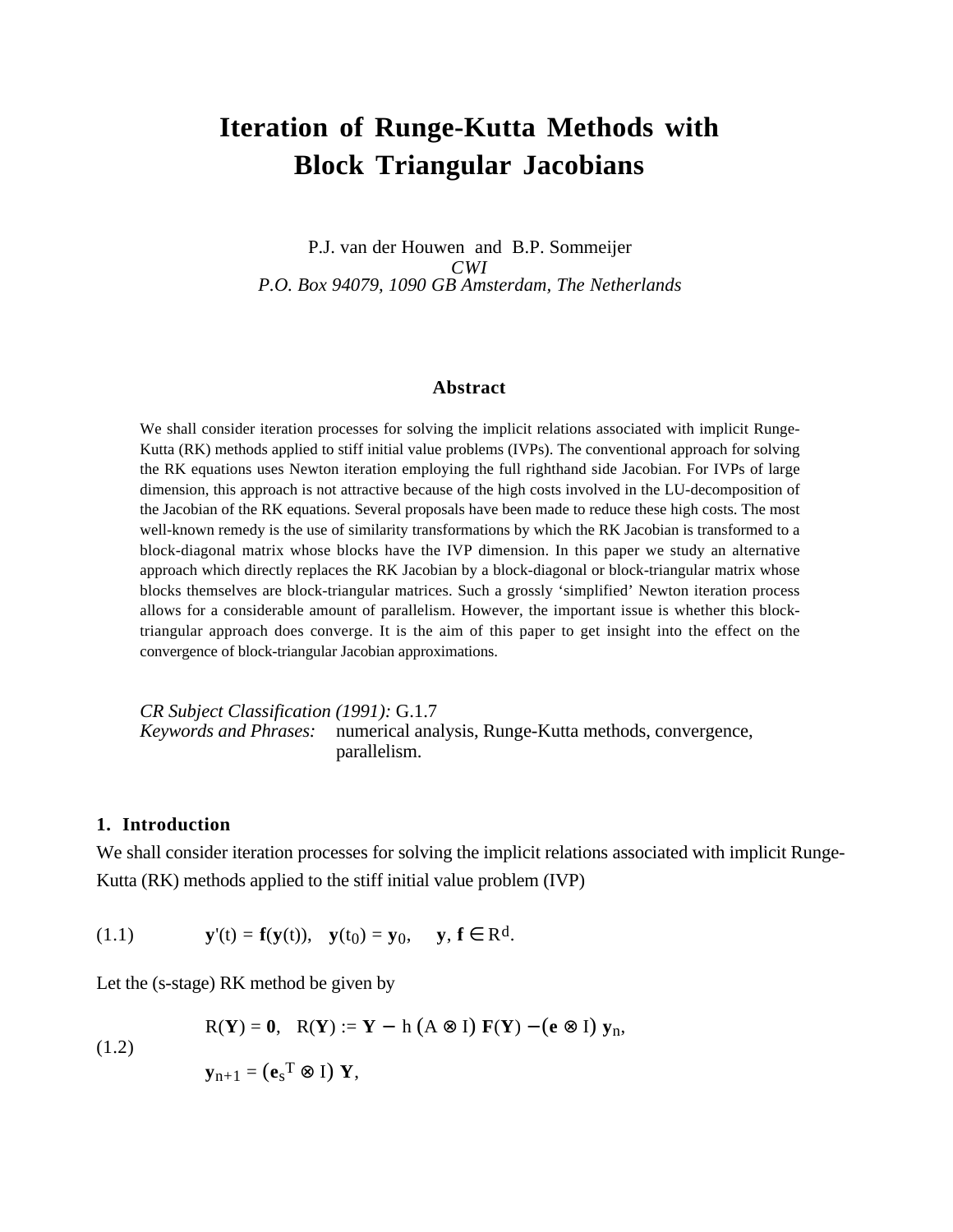# Iteration of Runge-Kutta Methods with Block Triangular Jacobians

P.J. van der Houwen and B.P. Sommeijer
*CWI*
*P.O. Box 94079, 1090 GB Amsterdam, The Netherlands*

### Abstract

We shall consider iteration processes for solving the implicit relations associated with implicit Runge-Kutta (RK) methods applied to stiff initial value problems (IVPs). The conventional approach for solving the RK equations uses Newton iteration employing the full righthand side Jacobian. For IVPs of large dimension, this approach is not attractive because of the high costs involved in the LU-decomposition of the Jacobian of the RK equations. Several proposals have been made to reduce these high costs. The most well-known remedy is the use of similarity transformations by which the RK Jacobian is transformed to a block-diagonal matrix whose blocks have the IVP dimension. In this paper we study an alternative approach which directly replaces the RK Jacobian by a block-diagonal or block-triangular matrix whose blocks themselves are block-triangular matrices. Such a grossly 'simplified' Newton iteration process allows for a considerable amount of parallelism. However, the important issue is whether this block-triangular approach does converge. It is the aim of this paper to get insight into the effect on the convergence of block-triangular Jacobian approximations.

*CR Subject Classification (1991):* G.1.7
*Keywords and Phrases:* numerical analysis, Runge-Kutta methods, convergence, parallelism.

## 1. Introduction

We shall consider iteration processes for solving the implicit relations associated with implicit Runge-Kutta (RK) methods applied to the stiff initial value problem (IVP)

$$\mathbf{y}'(t) = \mathbf{f}(\mathbf{y}(t)), \quad \mathbf{y}(t_0) = \mathbf{y}_0, \quad \mathbf{y}, \mathbf{f} \in \mathbb{R}^d. \tag{1.1}$$

Let the (s-stage) RK method be given by

$$\begin{aligned} &R(\mathbf{Y}) = \mathbf{0}, \quad R(\mathbf{Y}) := \mathbf{Y} - h\,(A \otimes I)\,\mathbf{F}(\mathbf{Y}) - (\mathbf{e} \otimes I)\,\mathbf{y}_n, \\ &\mathbf{y}_{n+1} = (\mathbf{e}_s{}^T \otimes I)\,\mathbf{Y}, \end{aligned} \tag{1.2}$$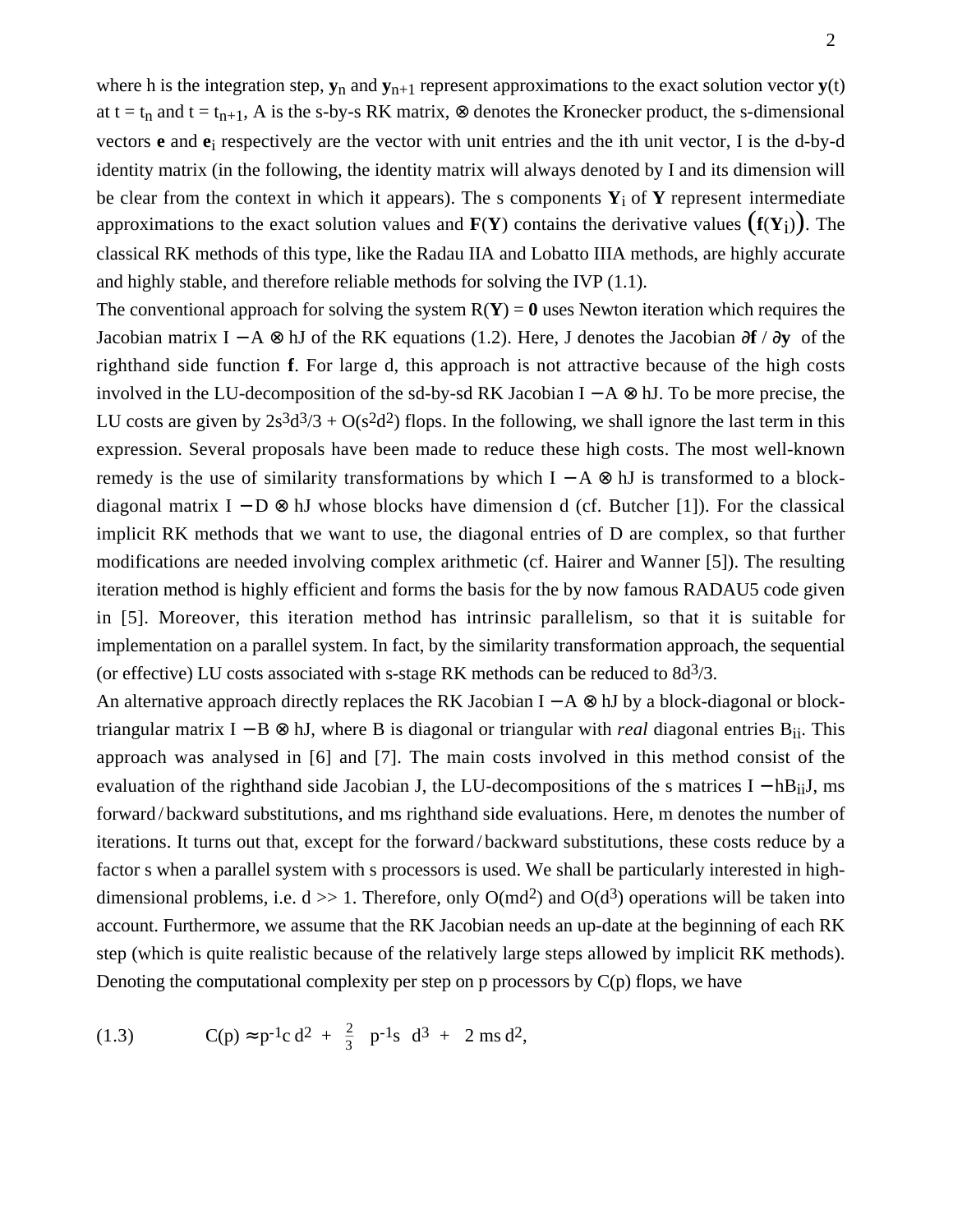where h is the integration step, $\mathbf{y}_n$ and $\mathbf{y}_{n+1}$ represent approximations to the exact solution vector $\mathbf{y}(t)$ at $t = t_n$ and $t = t_{n+1}$, A is the s-by-s RK matrix, $\otimes$ denotes the Kronecker product, the s-dimensional vectors $\mathbf{e}$ and $\mathbf{e}_i$ respectively are the vector with unit entries and the ith unit vector, I is the d-by-d identity matrix (in the following, the identity matrix will always denoted by I and its dimension will be clear from the context in which it appears). The s components $\mathbf{Y}_i$ of $\mathbf{Y}$ represent intermediate approximations to the exact solution values and $\mathbf{F}(\mathbf{Y})$ contains the derivative values $\big(\mathbf{f}(\mathbf{Y}_i)\big)$. The classical RK methods of this type, like the Radau IIA and Lobatto IIIA methods, are highly accurate and highly stable, and therefore reliable methods for solving the IVP (1.1).

The conventional approach for solving the system $R(\mathbf{Y}) = \mathbf{0}$ uses Newton iteration which requires the Jacobian matrix $I - A \otimes hJ$ of the RK equations (1.2). Here, J denotes the Jacobian $\partial\mathbf{f} / \partial\mathbf{y}$ of the righthand side function $\mathbf{f}$. For large d, this approach is not attractive because of the high costs involved in the LU-decomposition of the sd-by-sd RK Jacobian $I - A \otimes hJ$. To be more precise, the LU costs are given by $2s^3d^3/3 + O(s^2d^2)$ flops. In the following, we shall ignore the last term in this expression. Several proposals have been made to reduce these high costs. The most well-known remedy is the use of similarity transformations by which $I - A \otimes hJ$ is transformed to a block-diagonal matrix $I - D \otimes hJ$ whose blocks have dimension d (cf. Butcher [1]). For the classical implicit RK methods that we want to use, the diagonal entries of D are complex, so that further modifications are needed involving complex arithmetic (cf. Hairer and Wanner [5]). The resulting iteration method is highly efficient and forms the basis for the by now famous RADAU5 code given in [5]. Moreover, this iteration method has intrinsic parallelism, so that it is suitable for implementation on a parallel system. In fact, by the similarity transformation approach, the sequential (or effective) LU costs associated with s-stage RK methods can be reduced to $8d^3/3$.

An alternative approach directly replaces the RK Jacobian $I - A \otimes hJ$ by a block-diagonal or block-triangular matrix $I - B \otimes hJ$, where B is diagonal or triangular with *real* diagonal entries $B_{ii}$. This approach was analysed in [6] and [7]. The main costs involved in this method consist of the evaluation of the righthand side Jacobian J, the LU-decompositions of the s matrices $I - hB_{ii}J$, ms forward / backward substitutions, and ms righthand side evaluations. Here, m denotes the number of iterations. It turns out that, except for the forward / backward substitutions, these costs reduce by a factor s when a parallel system with s processors is used. We shall be particularly interested in high-dimensional problems, i.e. $d >> 1$. Therefore, only $O(md^2)$ and $O(d^3)$ operations will be taken into account. Furthermore, we assume that the RK Jacobian needs an up-date at the beginning of each RK step (which is quite realistic because of the relatively large steps allowed by implicit RK methods). Denoting the computational complexity per step on p processors by C(p) flops, we have

$$
(1.3) \qquad C(p) \approx p^{-1}c\, d^2 + \tfrac{2}{3}\, p^{-1}s\, d^3 + 2\, ms\, d^2,
$$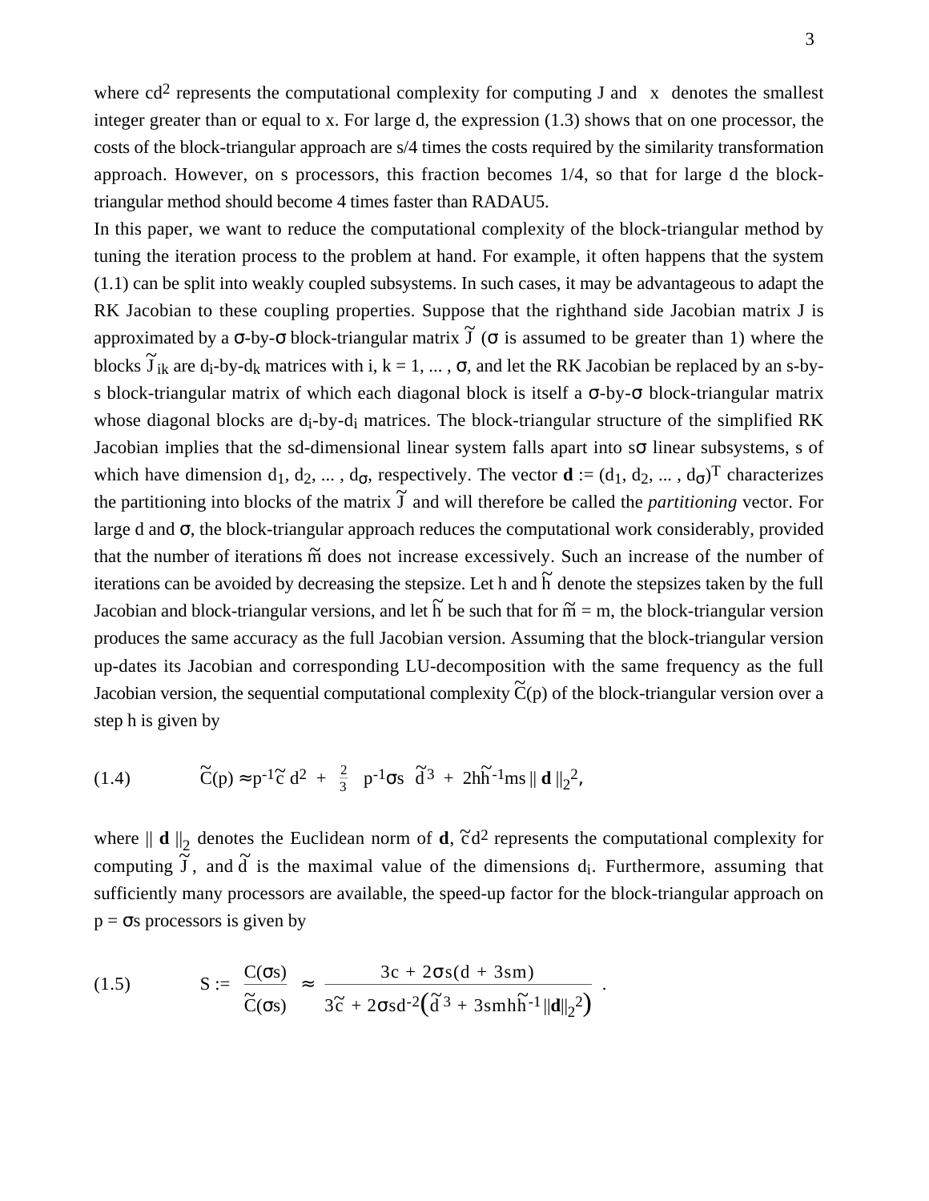where $cd^2$ represents the computational complexity for computing J and $\lceil x \rceil$ denotes the smallest integer greater than or equal to x. For large d, the expression (1.3) shows that on one processor, the costs of the block-triangular approach are s/4 times the costs required by the similarity transformation approach. However, on s processors, this fraction becomes 1/4, so that for large d the block-triangular method should become 4 times faster than RADAU5.

In this paper, we want to reduce the computational complexity of the block-triangular method by tuning the iteration process to the problem at hand. For example, it often happens that the system (1.1) can be split into weakly coupled subsystems. In such cases, it may be advantageous to adapt the RK Jacobian to these coupling properties. Suppose that the righthand side Jacobian matrix J is approximated by a σ-by-σ block-triangular matrix $\tilde{J}$ (σ is assumed to be greater than 1) where the blocks $\tilde{J}_{ik}$ are $d_i$-by-$d_k$ matrices with i, k = 1, ... , σ, and let the RK Jacobian be replaced by an s-by-s block-triangular matrix of which each diagonal block is itself a σ-by-σ block-triangular matrix whose diagonal blocks are $d_i$-by-$d_i$ matrices. The block-triangular structure of the simplified RK Jacobian implies that the sd-dimensional linear system falls apart into sσ linear subsystems, s of which have dimension $d_1, d_2, \ldots, d_\sigma$, respectively. The vector $\mathbf{d} := (d_1, d_2, \ldots, d_\sigma)^T$ characterizes the partitioning into blocks of the matrix $\tilde{J}$ and will therefore be called the *partitioning* vector. For large d and σ, the block-triangular approach reduces the computational work considerably, provided that the number of iterations $\tilde{m}$ does not increase excessively. Such an increase of the number of iterations can be avoided by decreasing the stepsize. Let h and $\tilde{h}$ denote the stepsizes taken by the full Jacobian and block-triangular versions, and let $\tilde{h}$ be such that for $\tilde{m} = m$, the block-triangular version produces the same accuracy as the full Jacobian version. Assuming that the block-triangular version up-dates its Jacobian and corresponding LU-decomposition with the same frequency as the full Jacobian version, the sequential computational complexity $\tilde{C}(p)$ of the block-triangular version over a step h is given by

$$(1.4) \qquad \tilde{C}(p) \approx p^{-1}\tilde{c}\, d^2 + \frac{2}{3}\, p^{-1}\sigma s\, \tilde{d}^3 + 2h\tilde{h}^{-1} m s \,\|\, \mathbf{d} \,\|_2^2,$$

where $\| \mathbf{d} \|_2$ denotes the Euclidean norm of $\mathbf{d}$, $\tilde{c}d^2$ represents the computational complexity for computing $\tilde{J}$, and $\tilde{d}$ is the maximal value of the dimensions $d_i$. Furthermore, assuming that sufficiently many processors are available, the speed-up factor for the block-triangular approach on p = σs processors is given by

$$(1.5) \qquad S := \frac{C(\sigma s)}{\tilde{C}(\sigma s)} \approx \frac{3c + 2\sigma s(d + 3sm)}{3\tilde{c} + 2\sigma s d^{-2}\left(\tilde{d}^3 + 3smh\tilde{h}^{-1}\|\mathbf{d}\|_2^2\right)}\,.$$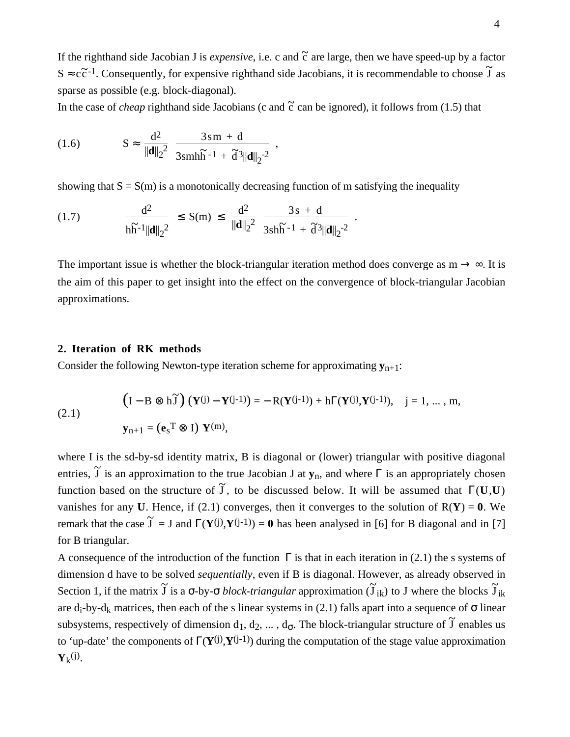If the righthand side Jacobian J is *expensive*, i.e. c and $\tilde{c}$ are large, then we have speed-up by a factor $S \approx c\tilde{c}^{-1}$. Consequently, for expensive righthand side Jacobians, it is recommendable to choose $\tilde{J}$ as sparse as possible (e.g. block-diagonal).

In the case of *cheap* righthand side Jacobians (c and $\tilde{c}$ can be ignored), it follows from (1.5) that

$$
(1.6) \qquad S \approx \frac{d^2}{\|\mathbf{d}\|_2^2} \; \frac{3sm + d}{3smh\tilde{h}^{-1} + \tilde{d}^3\|\mathbf{d}\|_2^{-2}} \,,
$$

showing that S = S(m) is a monotonically decreasing function of m satisfying the inequality

$$
(1.7) \qquad \frac{d^2}{h\tilde{h}^{-1}\|\mathbf{d}\|_2^2} \;\le S(m) \;\le\; \frac{d^2}{\|\mathbf{d}\|_2^2} \; \frac{3s + d}{3sh\tilde{h}^{-1} + \tilde{d}^3\|\mathbf{d}\|_2^{-2}} \;.
$$

The important issue is whether the block-triangular iteration method does converge as $m \to \infty$. It is the aim of this paper to get insight into the effect on the convergence of block-triangular Jacobian approximations.

## 2. Iteration of RK methods

Consider the following Newton-type iteration scheme for approximating $\mathbf{y}_{n+1}$:

$$
(2.1) \qquad
\begin{aligned}
&\big(I - B \otimes h\tilde{J}\big)\,\big(\mathbf{Y}^{(j)} - \mathbf{Y}^{(j-1)}\big) = -R(\mathbf{Y}^{(j-1)}) + h\Gamma(\mathbf{Y}^{(j)},\mathbf{Y}^{(j-1)}), \quad j = 1, \ldots, m,\\
&\mathbf{y}_{n+1} = \big(\mathbf{e}_s{}^T \otimes I\big)\, \mathbf{Y}^{(m)},
\end{aligned}
$$

where I is the sd-by-sd identity matrix, B is diagonal or (lower) triangular with positive diagonal entries, $\tilde{J}$ is an approximation to the true Jacobian J at $\mathbf{y}_n$, and where $\Gamma$ is an appropriately chosen function based on the structure of $\tilde{J}$, to be discussed below. It will be assumed that $\Gamma(\mathbf{U},\mathbf{U})$ vanishes for any $\mathbf{U}$. Hence, if (2.1) converges, then it converges to the solution of $R(\mathbf{Y}) = \mathbf{0}$. We remark that the case $\tilde{J} = J$ and $\Gamma(\mathbf{Y}^{(j)},\mathbf{Y}^{(j-1)}) = \mathbf{0}$ has been analysed in [6] for B diagonal and in [7] for B triangular.

A consequence of the introduction of the function $\Gamma$ is that in each iteration in (2.1) the s systems of dimension d have to be solved *sequentially*, even if B is diagonal. However, as already observed in Section 1, if the matrix $\tilde{J}$ is a $\sigma$-by-$\sigma$ *block-triangular* approximation ($\tilde{J}_{ik}$) to J where the blocks $\tilde{J}_{ik}$ are $d_i$-by-$d_k$ matrices, then each of the s linear systems in (2.1) falls apart into a sequence of $\sigma$ linear subsystems, respectively of dimension $d_1, d_2, \ldots, d_\sigma$. The block-triangular structure of $\tilde{J}$ enables us to 'up-date' the components of $\Gamma(\mathbf{Y}^{(j)},\mathbf{Y}^{(j-1)})$ during the computation of the stage value approximation $\mathbf{Y}_k{}^{(j)}$.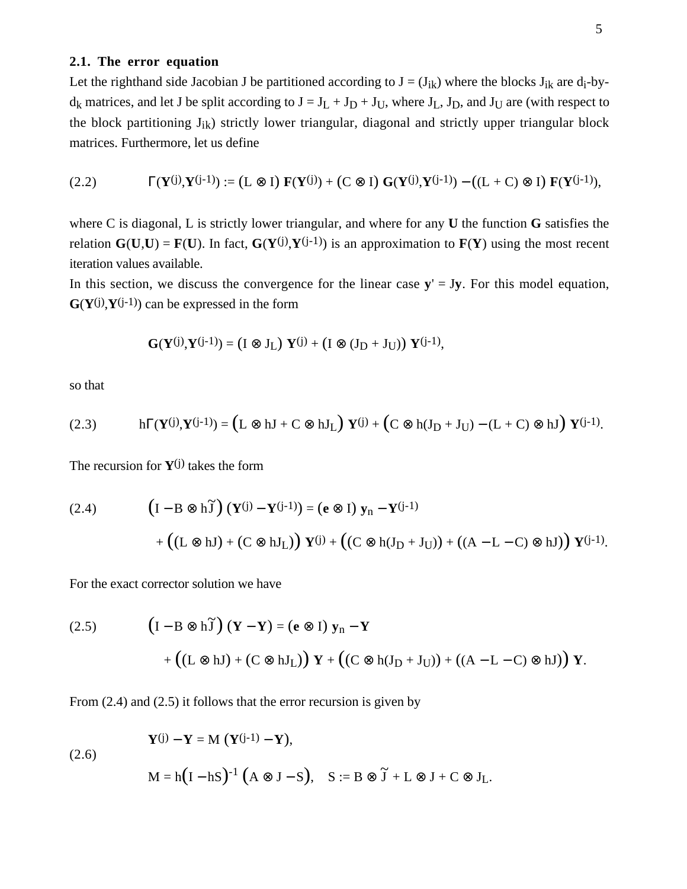### 2.1. The error equation

Let the righthand side Jacobian J be partitioned according to $J = (J_{ik})$ where the blocks $J_{ik}$ are $d_i$-by-$d_k$ matrices, and let J be split according to $J = J_L + J_D + J_U$, where $J_L$, $J_D$, and $J_U$ are (with respect to the block partitioning $J_{ik}$) strictly lower triangular, diagonal and strictly upper triangular block matrices. Furthermore, let us define

$$\Gamma(\mathbf{Y}^{(j)},\mathbf{Y}^{(j-1)}) := (L \otimes I)\,\mathbf{F}(\mathbf{Y}^{(j)}) + (C \otimes I)\,\mathbf{G}(\mathbf{Y}^{(j)},\mathbf{Y}^{(j-1)}) - ((L + C) \otimes I)\,\mathbf{F}(\mathbf{Y}^{(j-1)}), \tag{2.2}$$

where C is diagonal, L is strictly lower triangular, and where for any $\mathbf{U}$ the function $\mathbf{G}$ satisfies the relation $\mathbf{G}(\mathbf{U},\mathbf{U}) = \mathbf{F}(\mathbf{U})$. In fact, $\mathbf{G}(\mathbf{Y}^{(j)},\mathbf{Y}^{(j-1)})$ is an approximation to $\mathbf{F}(\mathbf{Y})$ using the most recent iteration values available.

In this section, we discuss the convergence for the linear case $\mathbf{y}' = J\mathbf{y}$. For this model equation, $\mathbf{G}(\mathbf{Y}^{(j)},\mathbf{Y}^{(j-1)})$ can be expressed in the form

$$\mathbf{G}(\mathbf{Y}^{(j)},\mathbf{Y}^{(j-1)}) = (I \otimes J_L)\,\mathbf{Y}^{(j)} + (I \otimes (J_D + J_U))\,\mathbf{Y}^{(j-1)},$$

so that

$$h\Gamma(\mathbf{Y}^{(j)},\mathbf{Y}^{(j-1)}) = \big(L \otimes hJ + C \otimes hJ_L\big)\,\mathbf{Y}^{(j)} + \big(C \otimes h(J_D + J_U) - (L + C) \otimes hJ\big)\,\mathbf{Y}^{(j-1)}. \tag{2.3}$$

The recursion for $\mathbf{Y}^{(j)}$ takes the form

$$\begin{aligned}\big(I - B \otimes h\tilde{J}\big)\,(\mathbf{Y}^{(j)} - \mathbf{Y}^{(j-1)}) &= (\mathbf{e} \otimes I)\,\mathbf{y}_n - \mathbf{Y}^{(j-1)} \\ &\quad + \big((L \otimes hJ) + (C \otimes hJ_L)\big)\,\mathbf{Y}^{(j)} + \big((C \otimes h(J_D + J_U)) + ((A - L - C) \otimes hJ)\big)\,\mathbf{Y}^{(j-1)}.\end{aligned} \tag{2.4}$$

For the exact corrector solution we have

$$\begin{aligned}\big(I - B \otimes h\tilde{J}\big)\,(\mathbf{Y} - \mathbf{Y}) &= (\mathbf{e} \otimes I)\,\mathbf{y}_n - \mathbf{Y} \\ &\quad + \big((L \otimes hJ) + (C \otimes hJ_L)\big)\,\mathbf{Y} + \big((C \otimes h(J_D + J_U)) + ((A - L - C) \otimes hJ)\big)\,\mathbf{Y}.\end{aligned} \tag{2.5}$$

From (2.4) and (2.5) it follows that the error recursion is given by

$$\begin{aligned}&\mathbf{Y}^{(j)} - \mathbf{Y} = M\,(\mathbf{Y}^{(j-1)} - \mathbf{Y}), \\ &M = h\big(I - hS\big)^{-1}\big(A \otimes J - S\big), \quad S := B \otimes \tilde{J} + L \otimes J + C \otimes J_L.\end{aligned} \tag{2.6}$$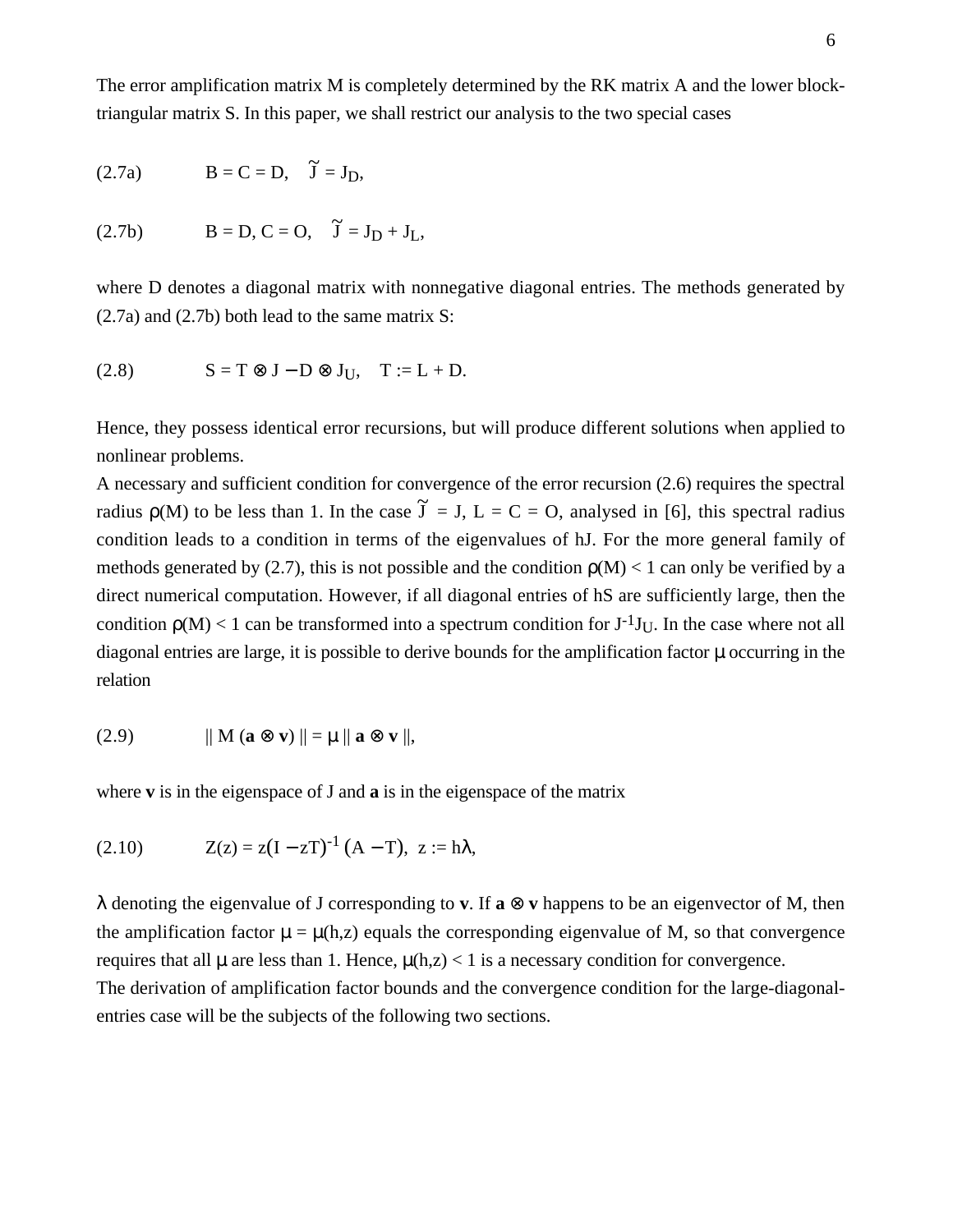The error amplification matrix M is completely determined by the RK matrix A and the lower block-triangular matrix S. In this paper, we shall restrict our analysis to the two special cases

(2.7a) $\quad B = C = D, \quad \tilde{J} = J_D,$

(2.7b) $\quad B = D, C = O, \quad \tilde{J} = J_D + J_L,$

where D denotes a diagonal matrix with nonnegative diagonal entries. The methods generated by (2.7a) and (2.7b) both lead to the same matrix S:

(2.8) $\quad S = T \otimes J - D \otimes J_U, \quad T := L + D.$

Hence, they possess identical error recursions, but will produce different solutions when applied to nonlinear problems.

A necessary and sufficient condition for convergence of the error recursion (2.6) requires the spectral radius $\rho(M)$ to be less than 1. In the case $\tilde{J} = J$, $L = C = O$, analysed in [6], this spectral radius condition leads to a condition in terms of the eigenvalues of hJ. For the more general family of methods generated by (2.7), this is not possible and the condition $\rho(M) < 1$ can only be verified by a direct numerical computation. However, if all diagonal entries of hS are sufficiently large, then the condition $\rho(M) < 1$ can be transformed into a spectrum condition for $J^{-1}J_U$. In the case where not all diagonal entries are large, it is possible to derive bounds for the amplification factor $\mu$ occurring in the relation

(2.9) $\quad \| M (\mathbf{a} \otimes \mathbf{v}) \| = \mu \, \| \mathbf{a} \otimes \mathbf{v} \|,$

where $\mathbf{v}$ is in the eigenspace of J and $\mathbf{a}$ is in the eigenspace of the matrix

(2.10) $\quad Z(z) = z(I - zT)^{-1} (A - T), \; z := h\lambda,$

$\lambda$ denoting the eigenvalue of J corresponding to $\mathbf{v}$. If $\mathbf{a} \otimes \mathbf{v}$ happens to be an eigenvector of M, then the amplification factor $\mu = \mu(h,z)$ equals the corresponding eigenvalue of M, so that convergence requires that all $\mu$ are less than 1. Hence, $\mu(h,z) < 1$ is a necessary condition for convergence.

The derivation of amplification factor bounds and the convergence condition for the large-diagonal-entries case will be the subjects of the following two sections.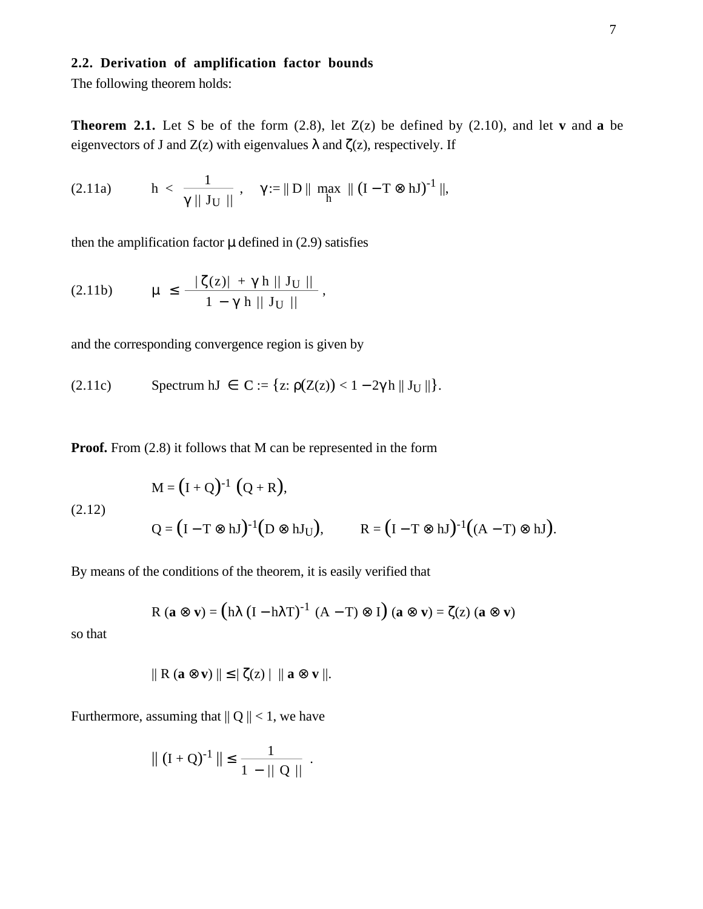## 2.2. Derivation of amplification factor bounds

The following theorem holds:

**Theorem 2.1.** Let S be of the form (2.8), let Z(z) be defined by (2.10), and let **v** and **a** be eigenvectors of J and Z(z) with eigenvalues $\lambda$ and $\zeta(z)$, respectively. If

$$\text{(2.11a)} \qquad h < \frac{1}{\gamma \, \| J_U \|}, \qquad \gamma := \| D \| \max_h \| (I - T \otimes hJ)^{-1} \|,$$

then the amplification factor $\mu$ defined in (2.9) satisfies

$$\text{(2.11b)} \qquad \mu \leq \frac{|\zeta(z)| + \gamma \, h \, \| J_U \|}{1 - \gamma \, h \, \| J_U \|},$$

and the corresponding convergence region is given by

$$\text{(2.11c)} \qquad \text{Spectrum } hJ \in \mathbb{C} := \{z\colon \rho(Z(z)) < 1 - 2\gamma h \, \| J_U \|\}.$$

**Proof.** From (2.8) it follows that M can be represented in the form

$$\text{(2.12)} \qquad \begin{aligned} &M = (I + Q)^{-1} \, (Q + R), \\ &Q = (I - T \otimes hJ)^{-1}(D \otimes hJ_U), \qquad R = (I - T \otimes hJ)^{-1}((A - T) \otimes hJ). \end{aligned}$$

By means of the conditions of the theorem, it is easily verified that

$$R \, (\mathbf{a} \otimes \mathbf{v}) = \left(h\lambda \, (I - h\lambda T)^{-1} \, (A - T) \otimes I\right) (\mathbf{a} \otimes \mathbf{v}) = \zeta(z) \, (\mathbf{a} \otimes \mathbf{v})$$

so that

$$\| R \, (\mathbf{a} \otimes \mathbf{v}) \| \leq | \zeta(z) | \, \| \mathbf{a} \otimes \mathbf{v} \|.$$

Furthermore, assuming that $\| Q \| < 1$, we have

$$\| (I + Q)^{-1} \| \leq \frac{1}{1 - \| Q \|}.$$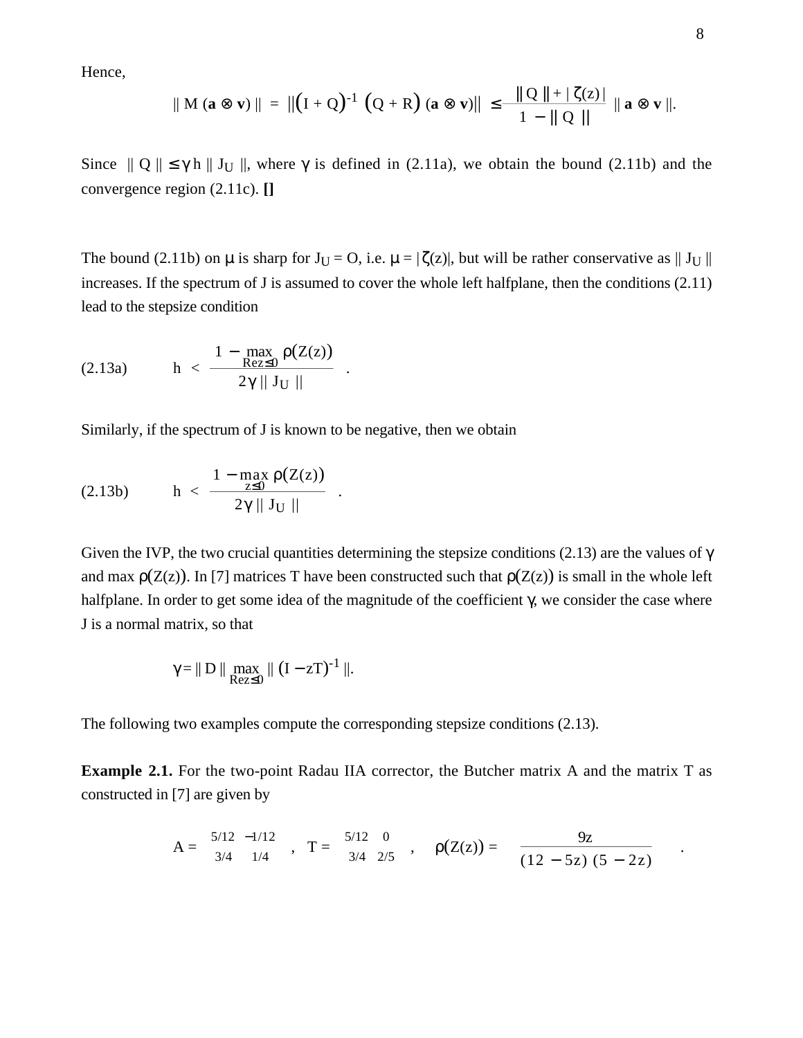Hence,

$$\| M(\mathbf{a} \otimes \mathbf{v}) \| = \| (I + Q)^{-1} (Q + R) (\mathbf{a} \otimes \mathbf{v}) \| \le \frac{\| Q \| + |\zeta(z)|}{1 - \| Q \|} \| \mathbf{a} \otimes \mathbf{v} \|.$$

Since $\| Q \| \le \gamma h \| J_U \|$, where $\gamma$ is defined in (2.11a), we obtain the bound (2.11b) and the convergence region (2.11c). **[]**

The bound (2.11b) on $\mu$ is sharp for $J_U = O$, i.e. $\mu = |\zeta(z)|$, but will be rather conservative as $\| J_U \|$ increases. If the spectrum of J is assumed to cover the whole left halfplane, then the conditions (2.11) lead to the stepsize condition

$$\text{(2.13a)} \qquad h < \frac{1 - \max_{\mathrm{Re} z \le 0} \rho(Z(z))}{2\gamma \| J_U \|} .$$

Similarly, if the spectrum of J is known to be negative, then we obtain

$$\text{(2.13b)} \qquad h < \frac{1 - \max_{z \le 0} \rho(Z(z))}{2\gamma \| J_U \|} .$$

Given the IVP, the two crucial quantities determining the stepsize conditions (2.13) are the values of $\gamma$ and $\max \rho(Z(z))$. In [7] matrices T have been constructed such that $\rho(Z(z))$ is small in the whole left halfplane. In order to get some idea of the magnitude of the coefficient $\gamma$, we consider the case where J is a normal matrix, so that

$$\gamma = \| D \| \max_{\mathrm{Re} z \le 0} \| (I - zT)^{-1} \|.$$

The following two examples compute the corresponding stepsize conditions (2.13).

**Example 2.1.** For the two-point Radau IIA corrector, the Butcher matrix A and the matrix T as constructed in [7] are given by

$$A = \begin{pmatrix} 5/12 & -1/12 \\ 3/4 & 1/4 \end{pmatrix}, \quad T = \begin{pmatrix} 5/12 & 0 \\ 3/4 & 2/5 \end{pmatrix}, \quad \rho(Z(z)) = \frac{9z}{(12 - 5z)(5 - 2z)} .$$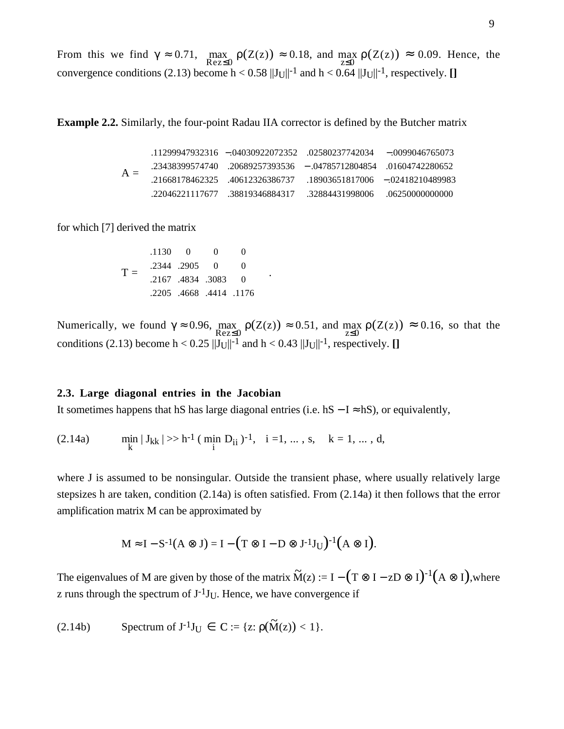From this we find $\gamma \approx 0.71$, $\max_{\mathrm{Re}\,z \le 0} \rho(Z(z)) \approx 0.18$, and $\max_{z \le 0} \rho(Z(z)) \approx 0.09$. Hence, the convergence conditions (2.13) become $h < 0.58\, ||J_U||^{-1}$ and $h < 0.64\, ||J_U||^{-1}$, respectively. **[]**

**Example 2.2.** Similarly, the four-point Radau IIA corrector is defined by the Butcher matrix

$$A = \begin{pmatrix} .11299947932316 & -.04030922072352 & .02580237742034 & -.0099046765073 \\ .23438399574740 & .20689257393536 & -.04785712804854 & .01604742280652 \\ .21668178462325 & .40612326386737 & .18903651817006 & -.02418210489983 \\ .22046221117677 & .38819346884317 & .32884431998006 & .06250000000000 \end{pmatrix}$$

for which [7] derived the matrix

$$T = \begin{pmatrix} .1130 & 0 & 0 & 0 \\ .2344 & .2905 & 0 & 0 \\ .2167 & .4834 & .3083 & 0 \\ .2205 & .4668 & .4414 & .1176 \end{pmatrix}.$$

Numerically, we found $\gamma \approx 0.96$, $\max_{\mathrm{Re}\,z \le 0} \rho(Z(z)) \approx 0.51$, and $\max_{z \le 0} \rho(Z(z)) \approx 0.16$, so that the conditions (2.13) become $h < 0.25\, ||J_U||^{-1}$ and $h < 0.43\, ||J_U||^{-1}$, respectively. **[]**

### 2.3. Large diagonal entries in the Jacobian

It sometimes happens that hS has large diagonal entries (i.e. $hS - I \approx hS$), or equivalently,

$$\text{(2.14a)} \qquad \min_k |J_{kk}| >> h^{-1} (\min_i D_{ii})^{-1}, \quad i = 1, \ldots, s, \quad k = 1, \ldots, d,$$

where J is assumed to be nonsingular. Outside the transient phase, where usually relatively large stepsizes h are taken, condition (2.14a) is often satisfied. From (2.14a) it then follows that the error amplification matrix M can be approximated by

$$M \approx I - S^{-1}(A \otimes J) = I - \big(T \otimes I - D \otimes J^{-1}J_U\big)^{-1}\big(A \otimes I\big).$$

The eigenvalues of M are given by those of the matrix $\tilde{M}(z) := I - \big(T \otimes I - zD \otimes I\big)^{-1}\big(A \otimes I\big)$, where z runs through the spectrum of $J^{-1}J_U$. Hence, we have convergence if

$$\text{(2.14b)} \qquad \text{Spectrum of } J^{-1}J_U \in \mathbb{C} := \{z: \rho(\tilde{M}(z)) < 1\}.$$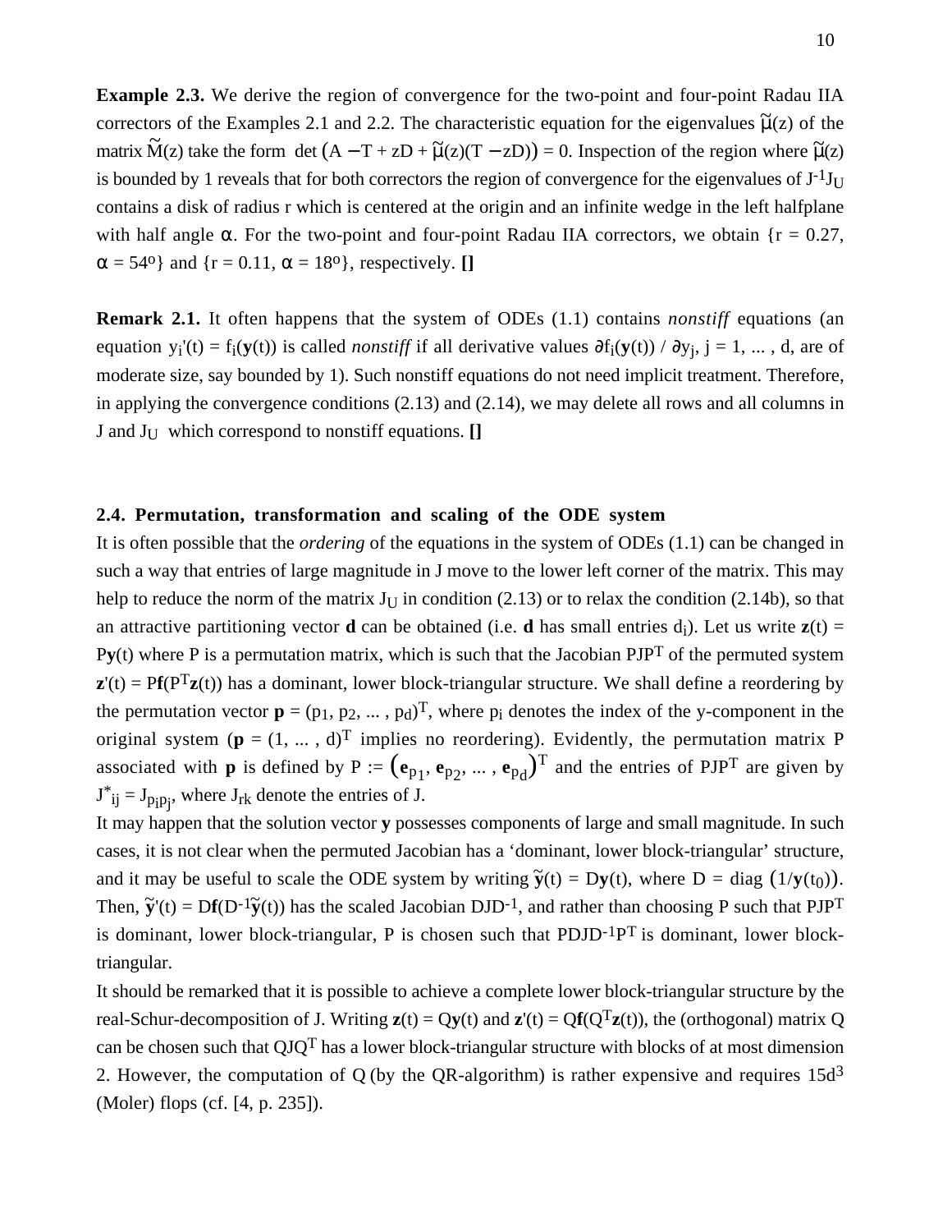**Example 2.3.** We derive the region of convergence for the two-point and four-point Radau IIA correctors of the Examples 2.1 and 2.2. The characteristic equation for the eigenvalues $\tilde{\mu}(z)$ of the matrix $\tilde{M}(z)$ take the form $\det\big(A - T + zD + \tilde{\mu}(z)(T - zD)\big) = 0$. Inspection of the region where $\tilde{\mu}(z)$ is bounded by 1 reveals that for both correctors the region of convergence for the eigenvalues of $J^{-1}J_U$ contains a disk of radius r which is centered at the origin and an infinite wedge in the left halfplane with half angle $\alpha$. For the two-point and four-point Radau IIA correctors, we obtain $\{r = 0.27, \alpha = 54^o\}$ and $\{r = 0.11, \alpha = 18^o\}$, respectively. **[]**

**Remark 2.1.** It often happens that the system of ODEs (1.1) contains *nonstiff* equations (an equation $y_i'(t) = f_i(\mathbf{y}(t))$ is called *nonstiff* if all derivative values $\partial f_i(\mathbf{y}(t)) / \partial y_j$, $j = 1, \dots, d$, are of moderate size, say bounded by 1). Such nonstiff equations do not need implicit treatment. Therefore, in applying the convergence conditions (2.13) and (2.14), we may delete all rows and all columns in J and $J_U$ which correspond to nonstiff equations. **[]**

### 2.4. Permutation, transformation and scaling of the ODE system

It is often possible that the *ordering* of the equations in the system of ODEs (1.1) can be changed in such a way that entries of large magnitude in J move to the lower left corner of the matrix. This may help to reduce the norm of the matrix $J_U$ in condition (2.13) or to relax the condition (2.14b), so that an attractive partitioning vector $\mathbf{d}$ can be obtained (i.e. $\mathbf{d}$ has small entries $d_i$). Let us write $\mathbf{z}(t) = P\mathbf{y}(t)$ where P is a permutation matrix, which is such that the Jacobian $PJP^T$ of the permuted system $\mathbf{z}'(t) = P\mathbf{f}(P^T\mathbf{z}(t))$ has a dominant, lower block-triangular structure. We shall define a reordering by the permutation vector $\mathbf{p} = (p_1, p_2, \dots, p_d)^T$, where $p_i$ denotes the index of the y-component in the original system ($\mathbf{p} = (1, \dots, d)^T$ implies no reordering). Evidently, the permutation matrix P associated with $\mathbf{p}$ is defined by $P := \big(\mathbf{e}_{p_1}, \mathbf{e}_{p_2}, \dots, \mathbf{e}_{p_d}\big)^T$ and the entries of $PJP^T$ are given by $J^*_{ij} = J_{p_ip_j}$, where $J_{rk}$ denote the entries of J.

It may happen that the solution vector $\mathbf{y}$ possesses components of large and small magnitude. In such cases, it is not clear when the permuted Jacobian has a 'dominant, lower block-triangular' structure, and it may be useful to scale the ODE system by writing $\tilde{\mathbf{y}}(t) = D\mathbf{y}(t)$, where $D = \mathrm{diag}\,\big(1/\mathbf{y}(t_0)\big)$. Then, $\tilde{\mathbf{y}}'(t) = D\mathbf{f}(D^{-1}\tilde{\mathbf{y}}(t))$ has the scaled Jacobian $DJD^{-1}$, and rather than choosing P such that $PJP^T$ is dominant, lower block-triangular, P is chosen such that $PDJD^{-1}P^T$ is dominant, lower block-triangular.

It should be remarked that it is possible to achieve a complete lower block-triangular structure by the real-Schur-decomposition of J. Writing $\mathbf{z}(t) = Q\mathbf{y}(t)$ and $\mathbf{z}'(t) = Q\mathbf{f}(Q^T\mathbf{z}(t))$, the (orthogonal) matrix Q can be chosen such that $QJQ^T$ has a lower block-triangular structure with blocks of at most dimension 2. However, the computation of Q (by the QR-algorithm) is rather expensive and requires $15d^3$ (Moler) flops (cf. [4, p. 235]).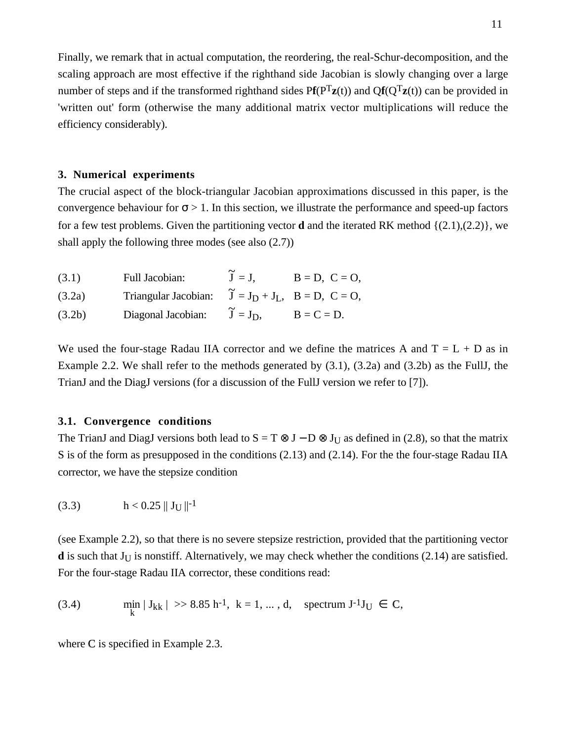Finally, we remark that in actual computation, the reordering, the real-Schur-decomposition, and the scaling approach are most effective if the righthand side Jacobian is slowly changing over a large number of steps and if the transformed righthand sides $P\mathbf{f}(P^T\mathbf{z}(t))$ and $Q\mathbf{f}(Q^T\mathbf{z}(t))$ can be provided in 'written out' form (otherwise the many additional matrix vector multiplications will reduce the efficiency considerably).

## 3. Numerical experiments

The crucial aspect of the block-triangular Jacobian approximations discussed in this paper, is the convergence behaviour for $\sigma > 1$. In this section, we illustrate the performance and speed-up factors for a few test problems. Given the partitioning vector $\mathbf{d}$ and the iterated RK method {(2.1),(2.2)}, we shall apply the following three modes (see also (2.7))

| | | | |
|---|---|---|---|
| (3.1) | Full Jacobian: | $\tilde{J} = J$, | $B = D,\ C = O$, |
| (3.2a) | Triangular Jacobian: | $\tilde{J} = J_D + J_L$, | $B = D,\ C = O$, |
| (3.2b) | Diagonal Jacobian: | $\tilde{J} = J_D$, | $B = C = D$. |

We used the four-stage Radau IIA corrector and we define the matrices A and T = L + D as in Example 2.2. We shall refer to the methods generated by (3.1), (3.2a) and (3.2b) as the FullJ, the TrianJ and the DiagJ versions (for a discussion of the FullJ version we refer to [7]).

### 3.1. Convergence conditions

The TrianJ and DiagJ versions both lead to $S = T \otimes J - D \otimes J_U$ as defined in (2.8), so that the matrix S is of the form as presupposed in the conditions (2.13) and (2.14). For the the four-stage Radau IIA corrector, we have the stepsize condition

$$h < 0.25\ \|J_U\|^{-1} \tag{3.3}$$

(see Example 2.2), so that there is no severe stepsize restriction, provided that the partitioning vector $\mathbf{d}$ is such that $J_U$ is nonstiff. Alternatively, we may check whether the conditions (2.14) are satisfied. For the four-stage Radau IIA corrector, these conditions read:

$$\min_k |J_{kk}| >> 8.85\ h^{-1},\quad k = 1, \ldots, d, \quad \text{spectrum } J^{-1}J_U \in \mathbb{C}, \tag{3.4}$$

where $\mathbb{C}$ is specified in Example 2.3.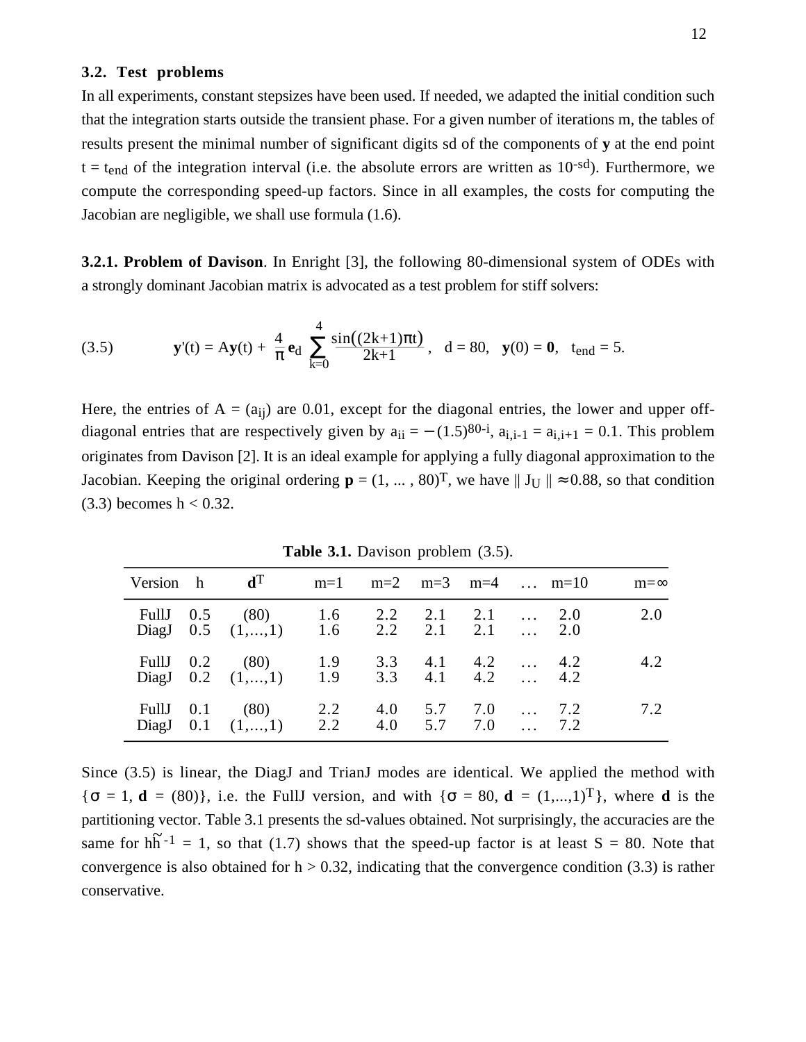### 3.2. Test problems

In all experiments, constant stepsizes have been used. If needed, we adapted the initial condition such that the integration starts outside the transient phase. For a given number of iterations m, the tables of results present the minimal number of significant digits sd of the components of **y** at the end point $t = t_{end}$ of the integration interval (i.e. the absolute errors are written as $10^{-sd}$). Furthermore, we compute the corresponding speed-up factors. Since in all examples, the costs for computing the Jacobian are negligible, we shall use formula (1.6).

**3.2.1. Problem of Davison**. In Enright [3], the following 80-dimensional system of ODEs with a strongly dominant Jacobian matrix is advocated as a test problem for stiff solvers:

$$\text{(3.5)} \qquad \mathbf{y}'(t) = A\mathbf{y}(t) + \frac{4}{\pi}\mathbf{e}_d \sum_{k=0}^{4} \frac{\sin((2k+1)\pi t)}{2k+1}, \quad d = 80, \quad \mathbf{y}(0) = \mathbf{0}, \quad t_{end} = 5.$$

Here, the entries of $A = (a_{ij})$ are 0.01, except for the diagonal entries, the lower and upper off-diagonal entries that are respectively given by $a_{ii} = -(1.5)^{80-i}$, $a_{i,i-1} = a_{i,i+1} = 0.1$. This problem originates from Davison [2]. It is an ideal example for applying a fully diagonal approximation to the Jacobian. Keeping the original ordering $\mathbf{p} = (1, \ldots, 80)^T$, we have $\| J_U \| \approx 0.88$, so that condition (3.3) becomes $h < 0.32$.

**Table 3.1.** Davison problem (3.5).

| Version | h | $\mathbf{d}^T$ | m=1 | m=2 | m=3 | m=4 | … | m=10 | m=∞ |
|---|---|---|---|---|---|---|---|---|---|
| FullJ | 0.5 | (80) | 1.6 | 2.2 | 2.1 | 2.1 | … | 2.0 | 2.0 |
| DiagJ | 0.5 | (1,…,1) | 1.6 | 2.2 | 2.1 | 2.1 | … | 2.0 | |
| FullJ | 0.2 | (80) | 1.9 | 3.3 | 4.1 | 4.2 | … | 4.2 | 4.2 |
| DiagJ | 0.2 | (1,…,1) | 1.9 | 3.3 | 4.1 | 4.2 | … | 4.2 | |
| FullJ | 0.1 | (80) | 2.2 | 4.0 | 5.7 | 7.0 | … | 7.2 | 7.2 |
| DiagJ | 0.1 | (1,…,1) | 2.2 | 4.0 | 5.7 | 7.0 | … | 7.2 | |

Since (3.5) is linear, the DiagJ and TrianJ modes are identical. We applied the method with $\{\sigma = 1, \mathbf{d} = (80)\}$, i.e. the FullJ version, and with $\{\sigma = 80, \mathbf{d} = (1,...,1)^T\}$, where **d** is the partitioning vector. Table 3.1 presents the sd-values obtained. Not surprisingly, the accuracies are the same for $h\tilde{h}^{-1} = 1$, so that (1.7) shows that the speed-up factor is at least $S = 80$. Note that convergence is also obtained for $h > 0.32$, indicating that the convergence condition (3.3) is rather conservative.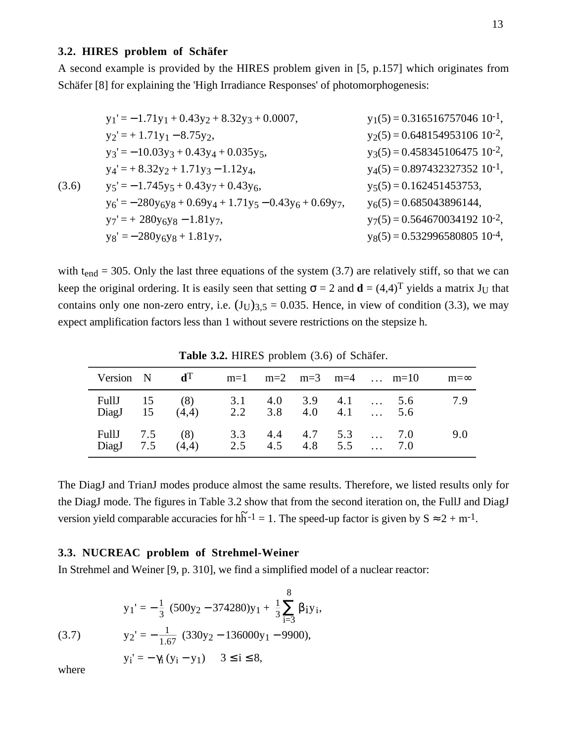### 3.2. HIRES problem of Schäfer

A second example is provided by the HIRES problem given in [5, p.157] which originates from Schäfer [8] for explaining the 'High Irradiance Responses' of photomorphogenesis:

$$
\begin{array}{lll}
& y_1' = -1.71y_1 + 0.43y_2 + 8.32y_3 + 0.0007, & y_1(5) = 0.316516757046\ 10^{-1}, \\
& y_2' = +\ 1.71y_1 - 8.75y_2, & y_2(5) = 0.648154953106\ 10^{-2}, \\
& y_3' = -10.03y_3 + 0.43y_4 + 0.035y_5, & y_3(5) = 0.458345106475\ 10^{-2}, \\
& y_4' = +\ 8.32y_2 + 1.71y_3 - 1.12y_4, & y_4(5) = 0.897432327352\ 10^{-1}, \\
(3.6) & y_5' = -1.745y_5 + 0.43y_7 + 0.43y_6, & y_5(5) = 0.162451453753, \\
& y_6' = -280y_6y_8 + 0.69y_4 + 1.71y_5 - 0.43y_6 + 0.69y_7, & y_6(5) = 0.685043896144, \\
& y_7' = +\ 280y_6y_8 - 1.81y_7, & y_7(5) = 0.564670034192\ 10^{-2}, \\
& y_8' = -280y_6y_8 + 1.81y_7, & y_8(5) = 0.532996580805\ 10^{-4},
\end{array}
$$

with $t_{end} = 305$. Only the last three equations of the system (3.7) are relatively stiff, so that we can keep the original ordering. It is easily seen that setting $\sigma = 2$ and $\mathbf{d} = (4,4)^T$ yields a matrix $J_U$ that contains only one non-zero entry, i.e. $(J_U)_{3,5} = 0.035$. Hence, in view of condition (3.3), we may expect amplification factors less than 1 without severe restrictions on the stepsize h.

**Table 3.2.** HIRES problem (3.6) of Schäfer.

| Version | N | $\mathbf{d}^T$ | m=1 | m=2 | m=3 | m=4 | … | m=10 | m=∞ |
|---|---|---|---|---|---|---|---|---|---|
| FullJ | 15 | (8) | 3.1 | 4.0 | 3.9 | 4.1 | … | 5.6 | 7.9 |
| DiagJ | 15 | (4,4) | 2.2 | 3.8 | 4.0 | 4.1 | … | 5.6 | |
| FullJ | 7.5 | (8) | 3.3 | 4.4 | 4.7 | 5.3 | … | 7.0 | 9.0 |
| DiagJ | 7.5 | (4,4) | 2.5 | 4.5 | 4.8 | 5.5 | … | 7.0 | |

The DiagJ and TrianJ modes produce almost the same results. Therefore, we listed results only for the DiagJ mode. The figures in Table 3.2 show that from the second iteration on, the FullJ and DiagJ version yield comparable accuracies for $h\tilde{h}^{-1} = 1$. The speed-up factor is given by $S \approx 2 + m^{-1}$.

### 3.3. NUCREAC problem of Strehmel-Weiner

In Strehmel and Weiner [9, p. 310], we find a simplified model of a nuclear reactor:

$$
\begin{array}{ll}
& y_1' = -\frac{1}{3}\ (500y_2 - 374280)y_1 + \frac{1}{3}\sum_{i=3}^{8} \beta_i y_i, \\
(3.7) & y_2' = -\frac{1}{1.67}\ (330y_2 - 136000y_1 - 9900), \\
& y_i' = -\gamma_i\,(y_i - y_1) \quad 3 \le i \le 8,
\end{array}
$$

where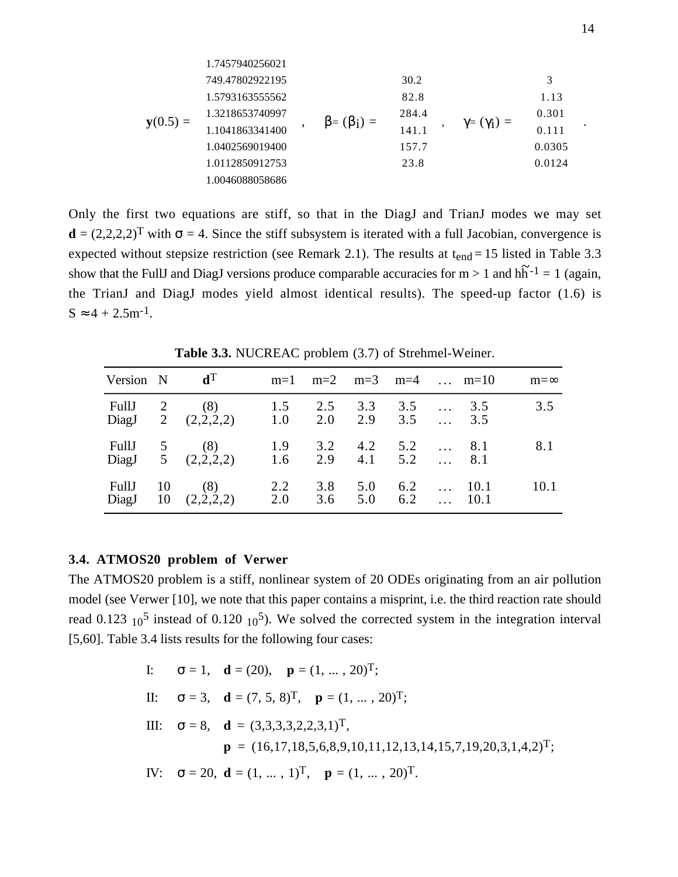$$
\mathbf{y}(0.5) = \begin{pmatrix} 1.7457940256021 \\ 749.47802922195 \\ 1.5793163555562 \\ 1.3218653740997 \\ 1.1041863341400 \\ 1.0402569019400 \\ 1.0112850912753 \\ 1.0046088058686 \end{pmatrix}, \quad \beta = (\beta_i) = \begin{pmatrix} 30.2 \\ 82.8 \\ 284.4 \\ 141.1 \\ 157.7 \\ 23.8 \end{pmatrix}, \quad \gamma = (\gamma_i) = \begin{pmatrix} 3 \\ 1.13 \\ 0.301 \\ 0.111 \\ 0.0305 \\ 0.0124 \end{pmatrix}.
$$

Only the first two equations are stiff, so that in the DiagJ and TrianJ modes we may set $\mathbf{d} = (2,2,2,2)^T$ with $\sigma = 4$. Since the stiff subsystem is iterated with a full Jacobian, convergence is expected without stepsize restriction (see Remark 2.1). The results at $t_{end} = 15$ listed in Table 3.3 show that the FullJ and DiagJ versions produce comparable accuracies for m > 1 and $h\tilde{h}^{-1} = 1$ (again, the TrianJ and DiagJ modes yield almost identical results). The speed-up factor (1.6) is $S \approx 4 + 2.5m^{-1}$.

**Table 3.3.** NUCREAC problem (3.7) of Strehmel-Weiner.

| Version | N | $\mathbf{d}^T$ | m=1 | m=2 | m=3 | m=4 | … | m=10 | m=∞ |
|---|---|---|---|---|---|---|---|---|---|
| FullJ | 2 | (8) | 1.5 | 2.5 | 3.3 | 3.5 | … | 3.5 | 3.5 |
| DiagJ | 2 | (2,2,2,2) | 1.0 | 2.0 | 2.9 | 3.5 | … | 3.5 | |
| FullJ | 5 | (8) | 1.9 | 3.2 | 4.2 | 5.2 | … | 8.1 | 8.1 |
| DiagJ | 5 | (2,2,2,2) | 1.6 | 2.9 | 4.1 | 5.2 | … | 8.1 | |
| FullJ | 10 | (8) | 2.2 | 3.8 | 5.0 | 6.2 | … | 10.1 | 10.1 |
| DiagJ | 10 | (2,2,2,2) | 2.0 | 3.6 | 5.0 | 6.2 | … | 10.1 | |

### 3.4. ATMOS20 problem of Verwer

The ATMOS20 problem is a stiff, nonlinear system of 20 ODEs originating from an air pollution model (see Verwer [10], we note that this paper contains a misprint, i.e. the third reaction rate should read $0.123\ _{10}{}^5$ instead of $0.120\ _{10}{}^5$). We solved the corrected system in the integration interval [5,60]. Table 3.4 lists results for the following four cases:

I: $\sigma = 1$, $\mathbf{d} = (20)$, $\mathbf{p} = (1, \ldots, 20)^T$;

II: $\sigma = 3$, $\mathbf{d} = (7, 5, 8)^T$, $\mathbf{p} = (1, \ldots, 20)^T$;

III: $\sigma = 8$, $\mathbf{d} = (3,3,3,3,2,2,3,1)^T$,
$\mathbf{p} = (16,17,18,5,6,8,9,10,11,12,13,14,15,7,19,20,3,1,4,2)^T$;

IV: $\sigma = 20$, $\mathbf{d} = (1, \ldots, 1)^T$, $\mathbf{p} = (1, \ldots, 20)^T$.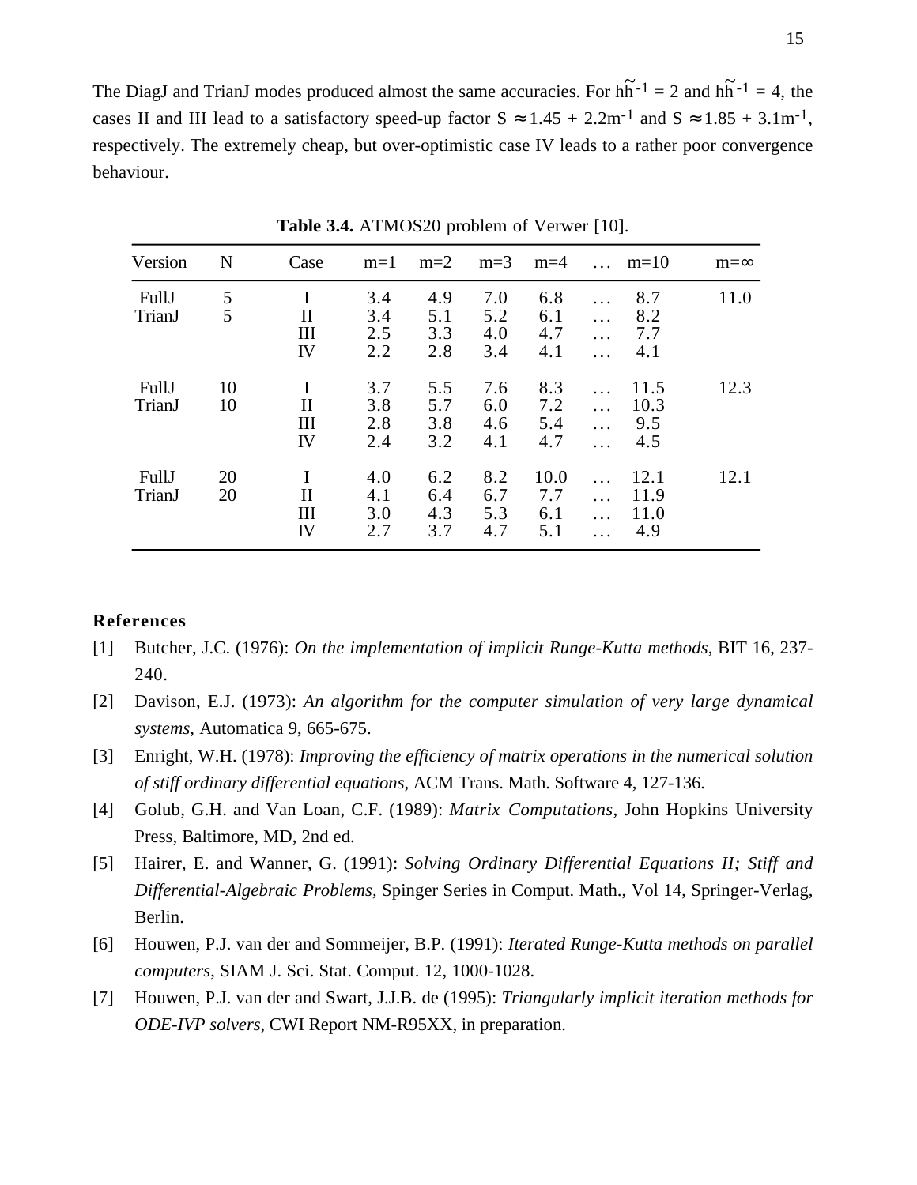The DiagJ and TrianJ modes produced almost the same accuracies. For $h\tilde{h}^{-1} = 2$ and $h\tilde{h}^{-1} = 4$, the cases II and III lead to a satisfactory speed-up factor $S \approx 1.45 + 2.2m^{-1}$ and $S \approx 1.85 + 3.1m^{-1}$, respectively. The extremely cheap, but over-optimistic case IV leads to a rather poor convergence behaviour.

**Table 3.4.** ATMOS20 problem of Verwer [10].

| Version | N | Case | m=1 | m=2 | m=3 | m=4 | … | m=10 | m=∞ |
|---|---|---|---|---|---|---|---|---|---|
| FullJ | 5 | I | 3.4 | 4.9 | 7.0 | 6.8 | … | 8.7 | 11.0 |
| TrianJ | 5 | II | 3.4 | 5.1 | 5.2 | 6.1 | … | 8.2 | |
| | | III | 2.5 | 3.3 | 4.0 | 4.7 | … | 7.7 | |
| | | IV | 2.2 | 2.8 | 3.4 | 4.1 | … | 4.1 | |
| FullJ | 10 | I | 3.7 | 5.5 | 7.6 | 8.3 | … | 11.5 | 12.3 |
| TrianJ | 10 | II | 3.8 | 5.7 | 6.0 | 7.2 | … | 10.3 | |
| | | III | 2.8 | 3.8 | 4.6 | 5.4 | … | 9.5 | |
| | | IV | 2.4 | 3.2 | 4.1 | 4.7 | … | 4.5 | |
| FullJ | 20 | I | 4.0 | 6.2 | 8.2 | 10.0 | … | 12.1 | 12.1 |
| TrianJ | 20 | II | 4.1 | 6.4 | 6.7 | 7.7 | … | 11.9 | |
| | | III | 3.0 | 4.3 | 5.3 | 6.1 | … | 11.0 | |
| | | IV | 2.7 | 3.7 | 4.7 | 5.1 | … | 4.9 | |

## References

[1] Butcher, J.C. (1976): *On the implementation of implicit Runge-Kutta methods*, BIT 16, 237-240.

[2] Davison, E.J. (1973): *An algorithm for the computer simulation of very large dynamical systems*, Automatica 9, 665-675.

[3] Enright, W.H. (1978): *Improving the efficiency of matrix operations in the numerical solution of stiff ordinary differential equations*, ACM Trans. Math. Software 4, 127-136.

[4] Golub, G.H. and Van Loan, C.F. (1989): *Matrix Computations*, John Hopkins University Press, Baltimore, MD, 2nd ed.

[5] Hairer, E. and Wanner, G. (1991): *Solving Ordinary Differential Equations II; Stiff and Differential-Algebraic Problems*, Spinger Series in Comput. Math., Vol 14, Springer-Verlag, Berlin.

[6] Houwen, P.J. van der and Sommeijer, B.P. (1991): *Iterated Runge-Kutta methods on parallel computers*, SIAM J. Sci. Stat. Comput. 12, 1000-1028.

[7] Houwen, P.J. van der and Swart, J.J.B. de (1995): *Triangularly implicit iteration methods for ODE-IVP solvers*, CWI Report NM-R95XX, in preparation.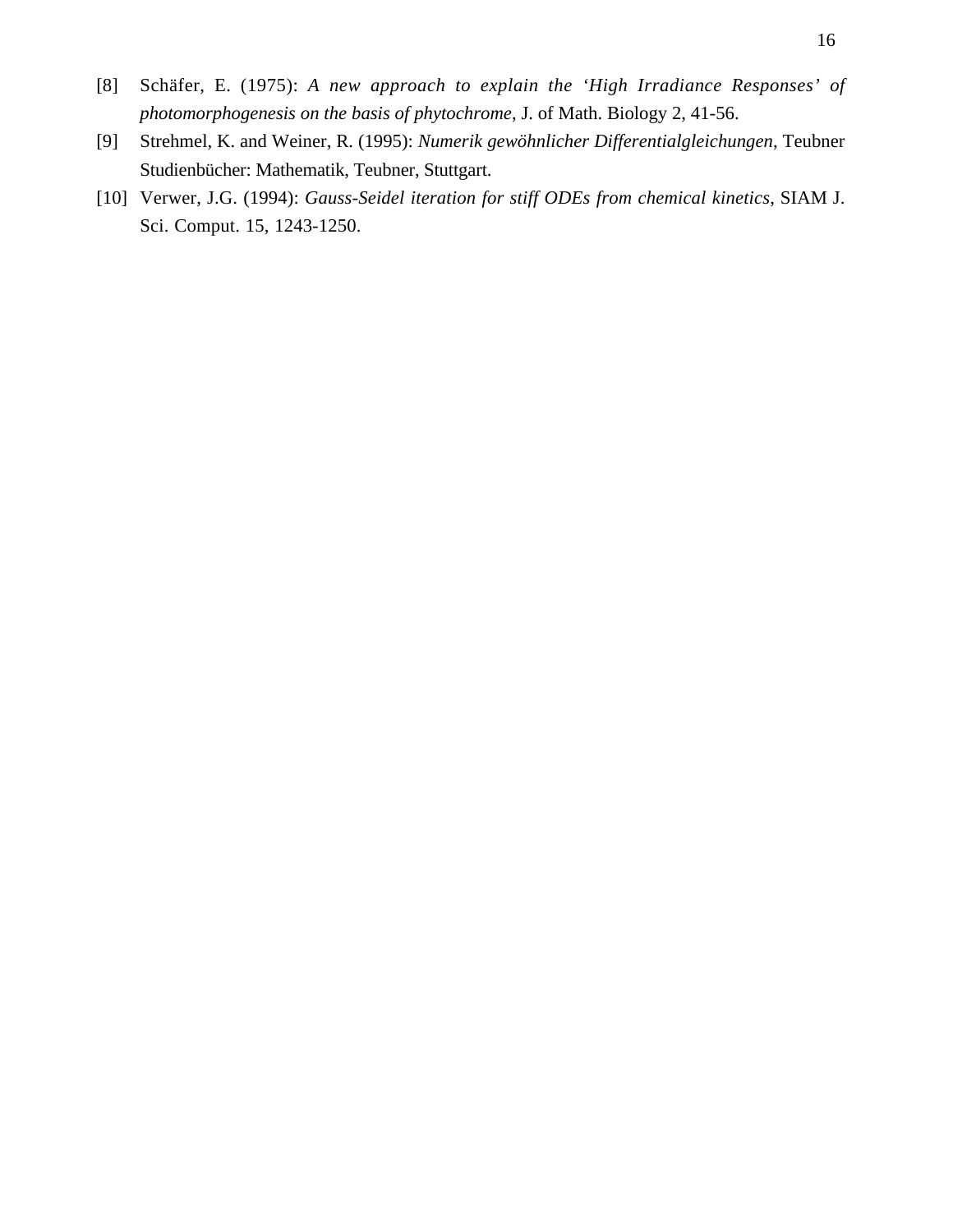[8] Schäfer, E. (1975): *A new approach to explain the 'High Irradiance Responses' of photomorphogenesis on the basis of phytochrome*, J. of Math. Biology 2, 41-56.

[9] Strehmel, K. and Weiner, R. (1995): *Numerik gewöhnlicher Differentialgleichungen*, Teubner Studienbücher: Mathematik, Teubner, Stuttgart.

[10] Verwer, J.G. (1994): *Gauss-Seidel iteration for stiff ODEs from chemical kinetics*, SIAM J. Sci. Comput. 15, 1243-1250.